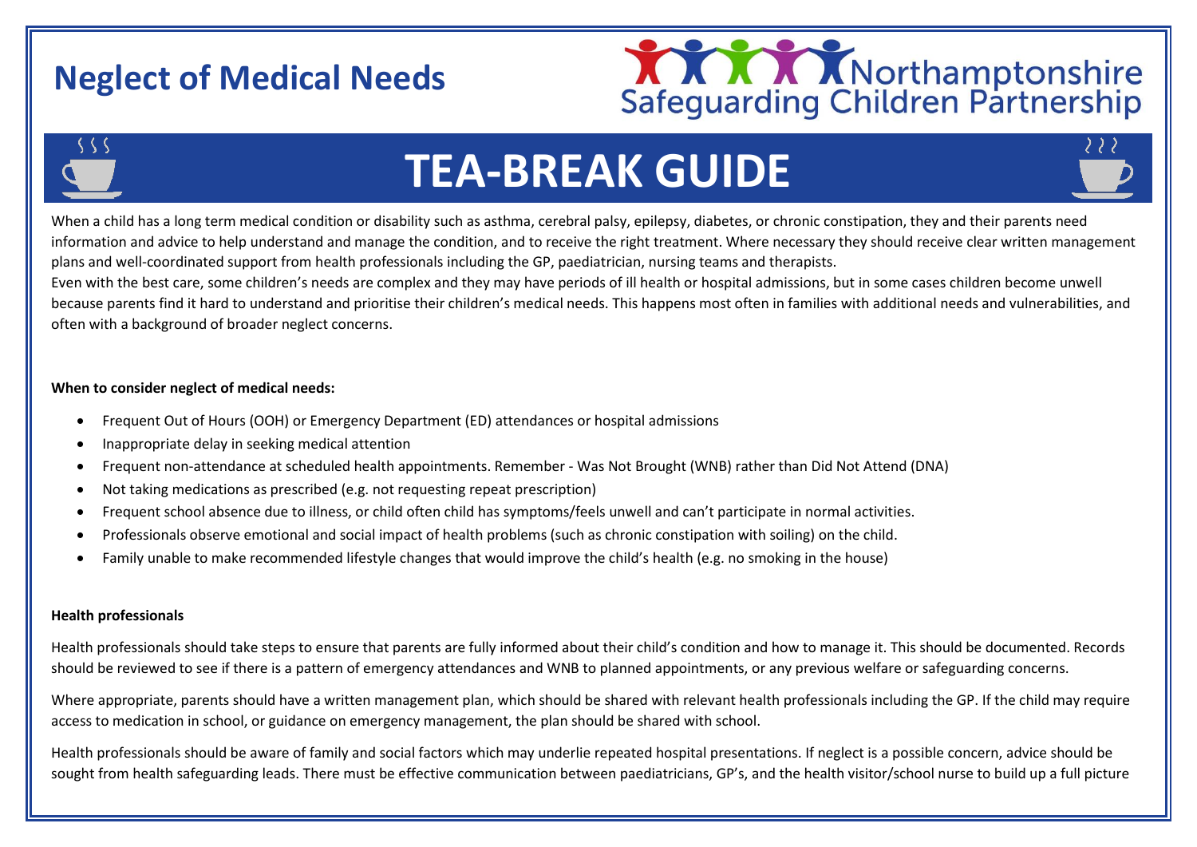# Neglect of Medical Needs

Northamptonshire Safeguarding Children Partnership

## TEA-BREAK GUIDE

When a child has a long term medical condition or disability such as asthma, cerebral palsy, epilepsy, diabetes, or chronic constipation, they and their parents need information and advice to help understand and manage the condition, and to receive the right treatment. Where necessary they should receive clear written management plans and well-coordinated support from health professionals including the GP, paediatrician, nursing teams and therapists.

Even with the best care, some children's needs are complex and they may have periods of ill health or hospital admissions, but in some cases children become unwell because parents find it hard to understand and prioritise their children's medical needs. This happens most often in families with additional needs and vulnerabilities, and often with a background of broader neglect concerns.

**When to consider neglect of medical needs:**

- Frequent Out of Hours (OOH) or Emergency Department (ED) attendances or hospital admissions
- Inappropriate delay in seeking medical attention
- Frequent non-attendance at scheduled health appointments. Remember - Was Not Brought (WNB) rather than Did Not Attend (DNA)
- Not taking medications as prescribed (e.g. not requesting repeat prescription)
- Frequent school absence due to illness, or child often child has symptoms/feels unwell and can't participate in normal activities.
- Professionals observe emotional and social impact of health problems (such as chronic constipation with soiling) on the child.
- Family unable to make recommended lifestyle changes that would improve the child's health (e.g. no smoking in the house)

**Health professionals**

Health professionals should take steps to ensure that parents are fully informed about their child's condition and how to manage it. This should be documented. Records should be reviewed to see if there is a pattern of emergency attendances and WNB to planned appointments, or any previous welfare or safeguarding concerns.

Where appropriate, parents should have a written management plan, which should be shared with relevant health professionals including the GP. If the child may require access to medication in school, or guidance on emergency management, the plan should be shared with school.

Health professionals should be aware of family and social factors which may underlie repeated hospital presentations. If neglect is a possible concern, advice should be sought from health safeguarding leads. There must be effective communication between paediatricians, GP's, and the health visitor/school nurse to build up a full picture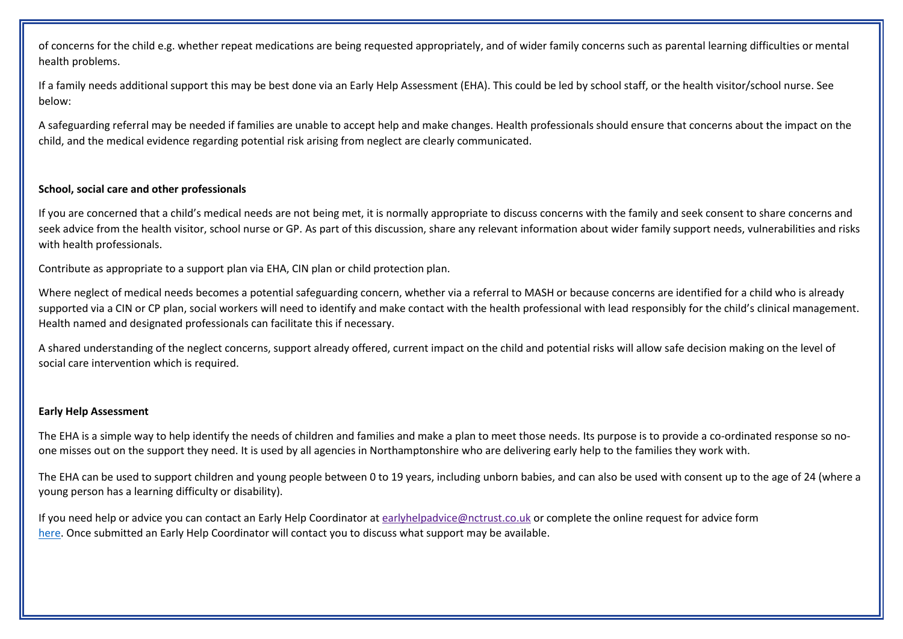of concerns for the child e.g. whether repeat medications are being requested appropriately, and of wider family concerns such as parental learning difficulties or mental health problems.

If a family needs additional support this may be best done via an Early Help Assessment (EHA). This could be led by school staff, or the health visitor/school nurse. See below:

A safeguarding referral may be needed if families are unable to accept help and make changes. Health professionals should ensure that concerns about the impact on the child, and the medical evidence regarding potential risk arising from neglect are clearly communicated.

**School, social care and other professionals**

If you are concerned that a child's medical needs are not being met, it is normally appropriate to discuss concerns with the family and seek consent to share concerns and seek advice from the health visitor, school nurse or GP. As part of this discussion, share any relevant information about wider family support needs, vulnerabilities and risks with health professionals.

Contribute as appropriate to a support plan via EHA, CIN plan or child protection plan.

Where neglect of medical needs becomes a potential safeguarding concern, whether via a referral to MASH or because concerns are identified for a child who is already supported via a CIN or CP plan, social workers will need to identify and make contact with the health professional with lead responsibly for the child's clinical management. Health named and designated professionals can facilitate this if necessary.

A shared understanding of the neglect concerns, support already offered, current impact on the child and potential risks will allow safe decision making on the level of social care intervention which is required.

**Early Help Assessment**

The EHA is a simple way to help identify the needs of children and families and make a plan to meet those needs. Its purpose is to provide a co-ordinated response so no-one misses out on the support they need. It is used by all agencies in Northamptonshire who are delivering early help to the families they work with.

The EHA can be used to support children and young people between 0 to 19 years, including unborn babies, and can also be used with consent up to the age of 24 (where a young person has a learning difficulty or disability).

If you need help or advice you can contact an Early Help Coordinator at earlyhelpadvice@nctrust.co.uk or complete the online request for advice form here. Once submitted an Early Help Coordinator will contact you to discuss what support may be available.